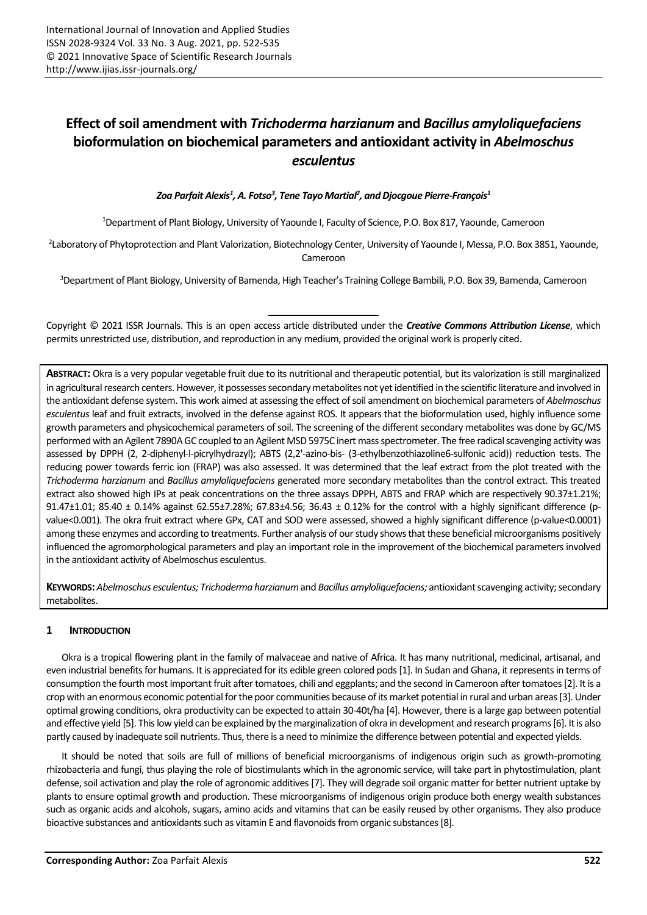# Effect of soil amendment with *Trichoderma harzianum* and *Bacillus amyloliquefaciens* bioformulation on biochemical parameters and antioxidant activity in *Abelmoschus esculentus*

***Zoa Parfait Alexis[1], A. Fotso[3], Tene Tayo Martial[2], and Djocgoue Pierre-François[1]***

[1]Department of Plant Biology, University of Yaounde I, Faculty of Science, P.O. Box 817, Yaounde, Cameroon

[2]Laboratory of Phytoprotection and Plant Valorization, Biotechnology Center, University of Yaounde I, Messa, P.O. Box 3851, Yaounde, Cameroon

[3]Department of Plant Biology, University of Bamenda, High Teacher's Training College Bambili, P.O. Box 39, Bamenda, Cameroon

Copyright © 2021 ISSR Journals. This is an open access article distributed under the ***Creative Commons Attribution License***, which permits unrestricted use, distribution, and reproduction in any medium, provided the original work is properly cited.

**ABSTRACT:** Okra is a very popular vegetable fruit due to its nutritional and therapeutic potential, but its valorization is still marginalized in agricultural research centers. However, it possesses secondary metabolites not yet identified in the scientific literature and involved in the antioxidant defense system. This work aimed at assessing the effect of soil amendment on biochemical parameters of *Abelmoschus esculentus* leaf and fruit extracts, involved in the defense against ROS. It appears that the bioformulation used, highly influence some growth parameters and physicochemical parameters of soil. The screening of the different secondary metabolites was done by GC/MS performed with an Agilent 7890A GC coupled to an Agilent MSD 5975C inert mass spectrometer. The free radical scavenging activity was assessed by DPPH (2, 2-diphenyl-l-picrylhydrazyl); ABTS (2,2'-azino-bis- (3-ethylbenzothiazoline6-sulfonic acid)) reduction tests. The reducing power towards ferric ion (FRAP) was also assessed. It was determined that the leaf extract from the plot treated with the *Trichoderma harzianum* and *Bacillus amyloliquefaciens* generated more secondary metabolites than the control extract. This treated extract also showed high IPs at peak concentrations on the three assays DPPH, ABTS and FRAP which are respectively 90.37±1.21%; 91.47±1.01; 85.40 ± 0.14% against 62.55±7.28%; 67.83±4.56; 36.43 ± 0.12% for the control with a highly significant difference (p-value<0.001). The okra fruit extract where GPx, CAT and SOD were assessed, showed a highly significant difference (p-value<0.0001) among these enzymes and according to treatments. Further analysis of our study shows that these beneficial microorganisms positively influenced the agromorphological parameters and play an important role in the improvement of the biochemical parameters involved in the antioxidant activity of Abelmoschus esculentus.

**KEYWORDS:** *Abelmoschus esculentus; Trichoderma harzianum* and *Bacillus amyloliquefaciens;* antioxidant scavenging activity; secondary metabolites.

## 1 INTRODUCTION

Okra is a tropical flowering plant in the family of malvaceae and native of Africa. It has many nutritional, medicinal, artisanal, and even industrial benefits for humans. It is appreciated for its edible green colored pods [1]. In Sudan and Ghana, it represents in terms of consumption the fourth most important fruit after tomatoes, chili and eggplants; and the second in Cameroon after tomatoes [2]. It is a crop with an enormous economic potential for the poor communities because of its market potential in rural and urban areas [3]. Under optimal growing conditions, okra productivity can be expected to attain 30-40t/ha [4]. However, there is a large gap between potential and effective yield [5]. This low yield can be explained by the marginalization of okra in development and research programs [6]. It is also partly caused by inadequate soil nutrients. Thus, there is a need to minimize the difference between potential and expected yields.

It should be noted that soils are full of millions of beneficial microorganisms of indigenous origin such as growth-promoting rhizobacteria and fungi, thus playing the role of biostimulants which in the agronomic service, will take part in phytostimulation, plant defense, soil activation and play the role of agronomic additives [7]. They will degrade soil organic matter for better nutrient uptake by plants to ensure optimal growth and production. These microorganisms of indigenous origin produce both energy wealth substances such as organic acids and alcohols, sugars, amino acids and vitamins that can be easily reused by other organisms. They also produce bioactive substances and antioxidants such as vitamin E and flavonoids from organic substances [8].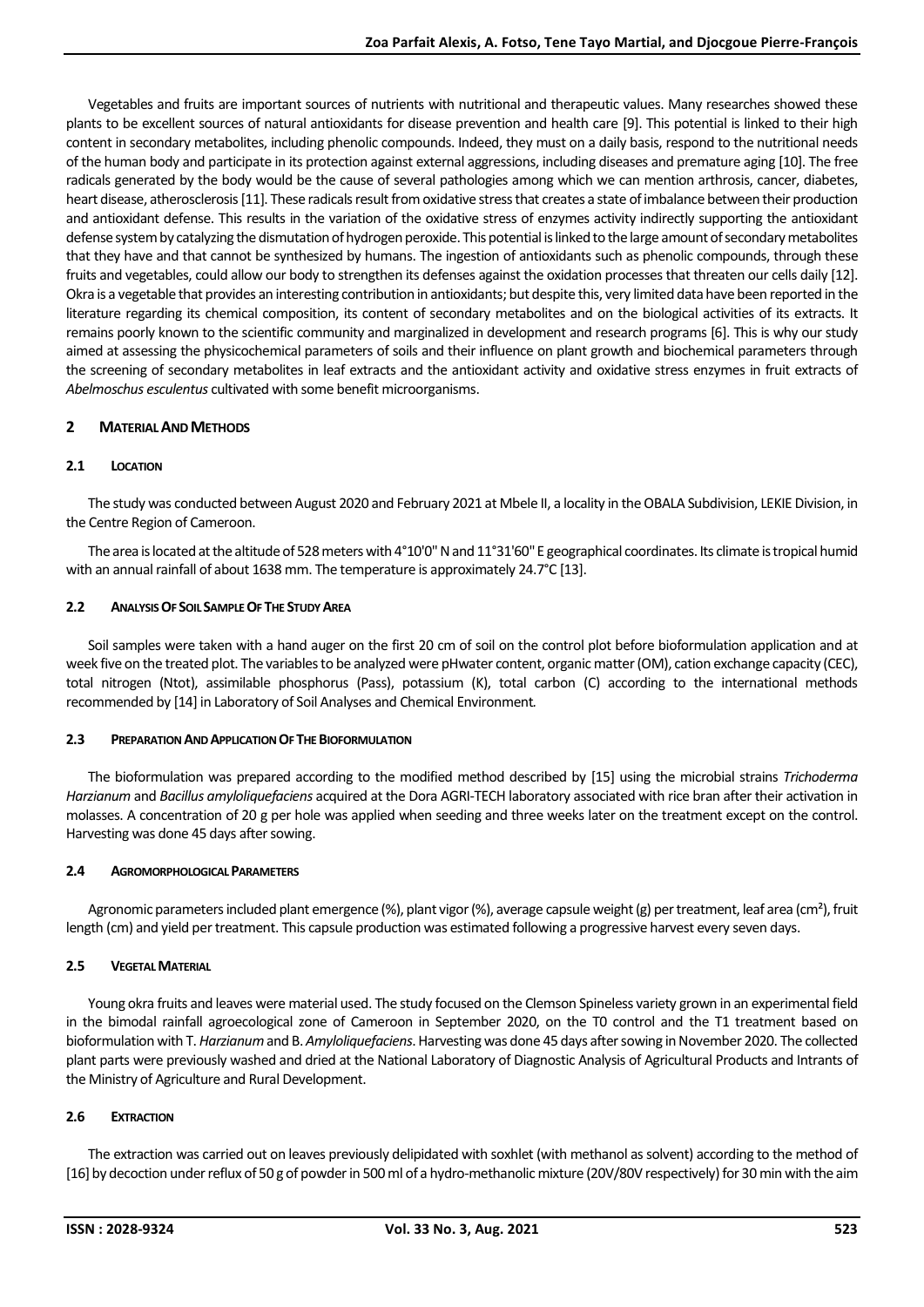Vegetables and fruits are important sources of nutrients with nutritional and therapeutic values. Many researches showed these plants to be excellent sources of natural antioxidants for disease prevention and health care [9]. This potential is linked to their high content in secondary metabolites, including phenolic compounds. Indeed, they must on a daily basis, respond to the nutritional needs of the human body and participate in its protection against external aggressions, including diseases and premature aging [10]. The free radicals generated by the body would be the cause of several pathologies among which we can mention arthrosis, cancer, diabetes, heart disease, atherosclerosis [11]. These radicals result from oxidative stress that creates a state of imbalance between their production and antioxidant defense. This results in the variation of the oxidative stress of enzymes activity indirectly supporting the antioxidant defense system by catalyzing the dismutation of hydrogen peroxide. This potential is linked to the large amount of secondary metabolites that they have and that cannot be synthesized by humans. The ingestion of antioxidants such as phenolic compounds, through these fruits and vegetables, could allow our body to strengthen its defenses against the oxidation processes that threaten our cells daily [12]. Okra is a vegetable that provides an interesting contribution in antioxidants; but despite this, very limited data have been reported in the literature regarding its chemical composition, its content of secondary metabolites and on the biological activities of its extracts. It remains poorly known to the scientific community and marginalized in development and research programs [6]. This is why our study aimed at assessing the physicochemical parameters of soils and their influence on plant growth and biochemical parameters through the screening of secondary metabolites in leaf extracts and the antioxidant activity and oxidative stress enzymes in fruit extracts of *Abelmoschus esculentus* cultivated with some benefit microorganisms.

## 2 Material And Methods

### 2.1 Location

The study was conducted between August 2020 and February 2021 at Mbele II, a locality in the OBALA Subdivision, LEKIE Division, in the Centre Region of Cameroon.

The area is located at the altitude of 528 meters with 4°10'0" N and 11°31'60" E geographical coordinates. Its climate is tropical humid with an annual rainfall of about 1638 mm. The temperature is approximately 24.7°C [13].

### 2.2 Analysis Of Soil Sample Of The Study Area

Soil samples were taken with a hand auger on the first 20 cm of soil on the control plot before bioformulation application and at week five on the treated plot. The variables to be analyzed were pHwater content, organic matter (OM), cation exchange capacity (CEC), total nitrogen (Ntot), assimilable phosphorus (Pass), potassium (K), total carbon (C) according to the international methods recommended by [14] in Laboratory of Soil Analyses and Chemical Environment.

### 2.3 Preparation And Application Of The Bioformulation

The bioformulation was prepared according to the modified method described by [15] using the microbial strains *Trichoderma Harzianum* and *Bacillus amyloliquefaciens* acquired at the Dora AGRI-TECH laboratory associated with rice bran after their activation in molasses. A concentration of 20 g per hole was applied when seeding and three weeks later on the treatment except on the control. Harvesting was done 45 days after sowing.

### 2.4 Agromorphological Parameters

Agronomic parameters included plant emergence (%), plant vigor (%), average capsule weight (g) per treatment, leaf area (cm²), fruit length (cm) and yield per treatment. This capsule production was estimated following a progressive harvest every seven days.

### 2.5 Vegetal Material

Young okra fruits and leaves were material used. The study focused on the Clemson Spineless variety grown in an experimental field in the bimodal rainfall agroecological zone of Cameroon in September 2020, on the T0 control and the T1 treatment based on bioformulation with T. *Harzianum* and B. *Amyloliquefaciens*. Harvesting was done 45 days after sowing in November 2020. The collected plant parts were previously washed and dried at the National Laboratory of Diagnostic Analysis of Agricultural Products and Intrants of the Ministry of Agriculture and Rural Development.

### 2.6 Extraction

The extraction was carried out on leaves previously delipidated with soxhlet (with methanol as solvent) according to the method of [16] by decoction under reflux of 50 g of powder in 500 ml of a hydro-methanolic mixture (20V/80V respectively) for 30 min with the aim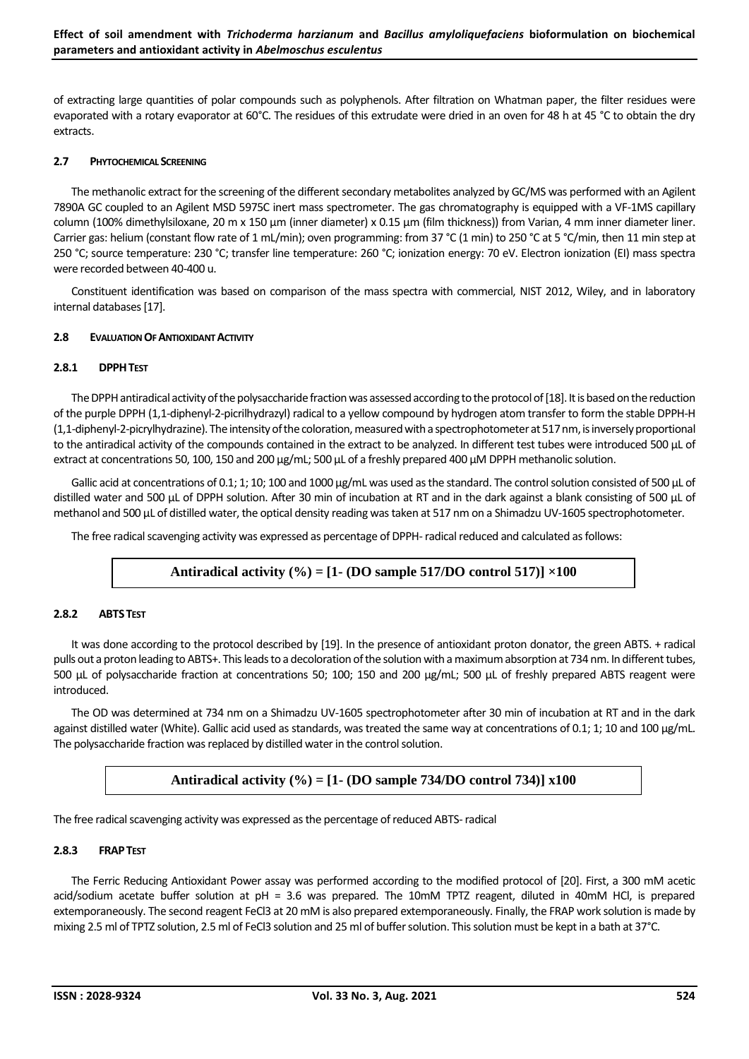of extracting large quantities of polar compounds such as polyphenols. After filtration on Whatman paper, the filter residues were evaporated with a rotary evaporator at 60°C. The residues of this extrudate were dried in an oven for 48 h at 45 °C to obtain the dry extracts.

### 2.7 PHYTOCHEMICAL SCREENING

The methanolic extract for the screening of the different secondary metabolites analyzed by GC/MS was performed with an Agilent 7890A GC coupled to an Agilent MSD 5975C inert mass spectrometer. The gas chromatography is equipped with a VF-1MS capillary column (100% dimethylsiloxane, 20 m x 150 µm (inner diameter) x 0.15 µm (film thickness)) from Varian, 4 mm inner diameter liner. Carrier gas: helium (constant flow rate of 1 mL/min); oven programming: from 37 °C (1 min) to 250 °C at 5 °C/min, then 11 min step at 250 °C; source temperature: 230 °C; transfer line temperature: 260 °C; ionization energy: 70 eV. Electron ionization (EI) mass spectra were recorded between 40-400 u.

Constituent identification was based on comparison of the mass spectra with commercial, NIST 2012, Wiley, and in laboratory internal databases [17].

### 2.8 EVALUATION OF ANTIOXIDANT ACTIVITY

#### 2.8.1 DPPH TEST

The DPPH antiradical activity of the polysaccharide fraction was assessed according to the protocol of [18]. It is based on the reduction of the purple DPPH (1,1-diphenyl-2-picrilhydrazyl) radical to a yellow compound by hydrogen atom transfer to form the stable DPPH-H (1,1-diphenyl-2-picrylhydrazine). The intensity of the coloration, measured with a spectrophotometer at 517 nm, is inversely proportional to the antiradical activity of the compounds contained in the extract to be analyzed. In different test tubes were introduced 500 µL of extract at concentrations 50, 100, 150 and 200 µg/mL; 500 µL of a freshly prepared 400 µM DPPH methanolic solution.

Gallic acid at concentrations of 0.1; 1; 10; 100 and 1000 µg/mL was used as the standard. The control solution consisted of 500 µL of distilled water and 500 µL of DPPH solution. After 30 min of incubation at RT and in the dark against a blank consisting of 500 µL of methanol and 500 µL of distilled water, the optical density reading was taken at 517 nm on a Shimadzu UV-1605 spectrophotometer.

The free radical scavenging activity was expressed as percentage of DPPH- radical reduced and calculated as follows:

$$\text{Antiradical activity (\%)} = [1 - (\text{DO sample } 517 / \text{DO control } 517)] \times 100$$

#### 2.8.2 ABTS TEST

It was done according to the protocol described by [19]. In the presence of antioxidant proton donator, the green ABTS. + radical pulls out a proton leading to ABTS+. This leads to a decoloration of the solution with a maximum absorption at 734 nm. In different tubes, 500 µL of polysaccharide fraction at concentrations 50; 100; 150 and 200 µg/mL; 500 µL of freshly prepared ABTS reagent were introduced.

The OD was determined at 734 nm on a Shimadzu UV-1605 spectrophotometer after 30 min of incubation at RT and in the dark against distilled water (White). Gallic acid used as standards, was treated the same way at concentrations of 0.1; 1; 10 and 100 µg/mL. The polysaccharide fraction was replaced by distilled water in the control solution.

$$\text{Antiradical activity (\%)} = [1 - (\text{DO sample } 734 / \text{DO control } 734)] \times 100$$

The free radical scavenging activity was expressed as the percentage of reduced ABTS- radical

#### 2.8.3 FRAP TEST

The Ferric Reducing Antioxidant Power assay was performed according to the modified protocol of [20]. First, a 300 mM acetic acid/sodium acetate buffer solution at pH = 3.6 was prepared. The 10mM TPTZ reagent, diluted in 40mM HCl, is prepared extemporaneously. The second reagent $FeCl_3$ at 20 mM is also prepared extemporaneously. Finally, the FRAP work solution is made by mixing 2.5 ml of TPTZ solution, 2.5 ml of $FeCl_3$ solution and 25 ml of buffer solution. This solution must be kept in a bath at 37°C.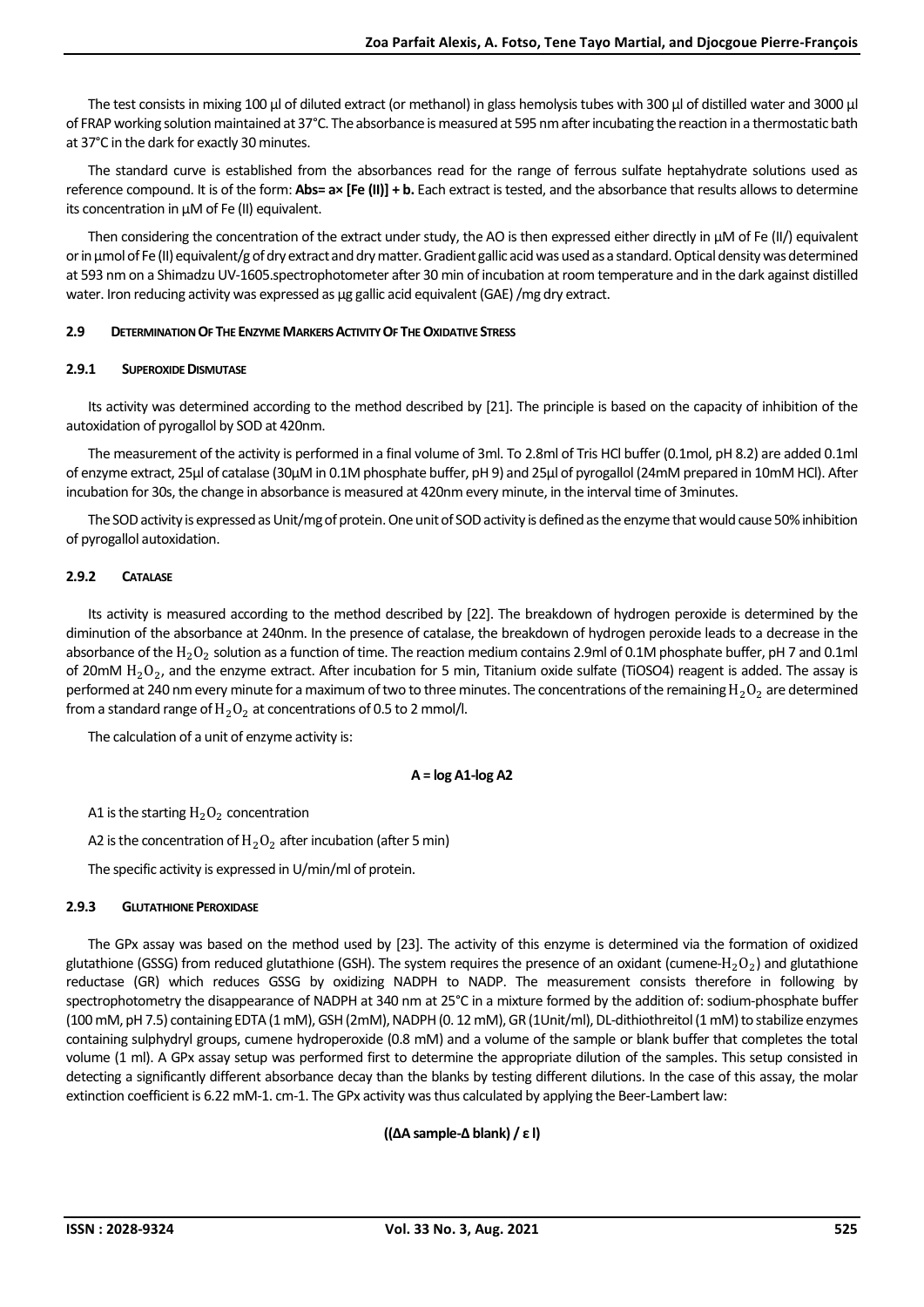The test consists in mixing 100 µl of diluted extract (or methanol) in glass hemolysis tubes with 300 µl of distilled water and 3000 µl of FRAP working solution maintained at 37°C. The absorbance is measured at 595 nm after incubating the reaction in a thermostatic bath at 37°C in the dark for exactly 30 minutes.

The standard curve is established from the absorbances read for the range of ferrous sulfate heptahydrate solutions used as reference compound. It is of the form: **Abs= a× [Fe (II)] + b.** Each extract is tested, and the absorbance that results allows to determine its concentration in µM of Fe (II) equivalent.

Then considering the concentration of the extract under study, the AO is then expressed either directly in µM of Fe (II/) equivalent or in µmol of Fe (II) equivalent/g of dry extract and dry matter. Gradient gallic acid was used as a standard. Optical density was determined at 593 nm on a Shimadzu UV-1605.spectrophotometer after 30 min of incubation at room temperature and in the dark against distilled water. Iron reducing activity was expressed as µg gallic acid equivalent (GAE) /mg dry extract.

## 2.9 Determination Of The Enzyme Markers Activity Of The Oxidative Stress

### 2.9.1 Superoxide Dismutase

Its activity was determined according to the method described by [21]. The principle is based on the capacity of inhibition of the autoxidation of pyrogallol by SOD at 420nm.

The measurement of the activity is performed in a final volume of 3ml. To 2.8ml of Tris HCl buffer (0.1mol, pH 8.2) are added 0.1ml of enzyme extract, 25µl of catalase (30µM in 0.1M phosphate buffer, pH 9) and 25µl of pyrogallol (24mM prepared in 10mM HCl). After incubation for 30s, the change in absorbance is measured at 420nm every minute, in the interval time of 3minutes.

The SOD activity is expressed as Unit/mg of protein. One unit of SOD activity is defined as the enzyme that would cause 50% inhibition of pyrogallol autoxidation.

### 2.9.2 Catalase

Its activity is measured according to the method described by [22]. The breakdown of hydrogen peroxide is determined by the diminution of the absorbance at 240nm. In the presence of catalase, the breakdown of hydrogen peroxide leads to a decrease in the absorbance of the $H_2O_2$ solution as a function of time. The reaction medium contains 2.9ml of 0.1M phosphate buffer, pH 7 and 0.1ml of 20mM $H_2O_2$, and the enzyme extract. After incubation for 5 min, Titanium oxide sulfate (TiOSO4) reagent is added. The assay is performed at 240 nm every minute for a maximum of two to three minutes. The concentrations of the remaining $H_2O_2$ are determined from a standard range of $H_2O_2$ at concentrations of 0.5 to 2 mmol/l.

The calculation of a unit of enzyme activity is:

$$A = \log A1 - \log A2$$

A1 is the starting $H_2O_2$ concentration

A2 is the concentration of $H_2O_2$ after incubation (after 5 min)

The specific activity is expressed in U/min/ml of protein.

### 2.9.3 Glutathione Peroxidase

The GPx assay was based on the method used by [23]. The activity of this enzyme is determined via the formation of oxidized glutathione (GSSG) from reduced glutathione (GSH). The system requires the presence of an oxidant (cumene-$H_2O_2$) and glutathione reductase (GR) which reduces GSSG by oxidizing NADPH to NADP. The measurement consists therefore in following by spectrophotometry the disappearance of NADPH at 340 nm at 25°C in a mixture formed by the addition of: sodium-phosphate buffer (100 mM, pH 7.5) containing EDTA (1 mM), GSH (2mM), NADPH (0. 12 mM), GR (1Unit/ml), DL-dithiothreitol (1 mM) to stabilize enzymes containing sulphydryl groups, cumene hydroperoxide (0.8 mM) and a volume of the sample or blank buffer that completes the total volume (1 ml). A GPx assay setup was performed first to determine the appropriate dilution of the samples. This setup consisted in detecting a significantly different absorbance decay than the blanks by testing different dilutions. In the case of this assay, the molar extinction coefficient is 6.22 mM-1. cm-1. The GPx activity was thus calculated by applying the Beer-Lambert law:

$$((\Delta A\ \text{sample} - \Delta\ \text{blank}) / \varepsilon\ l)$$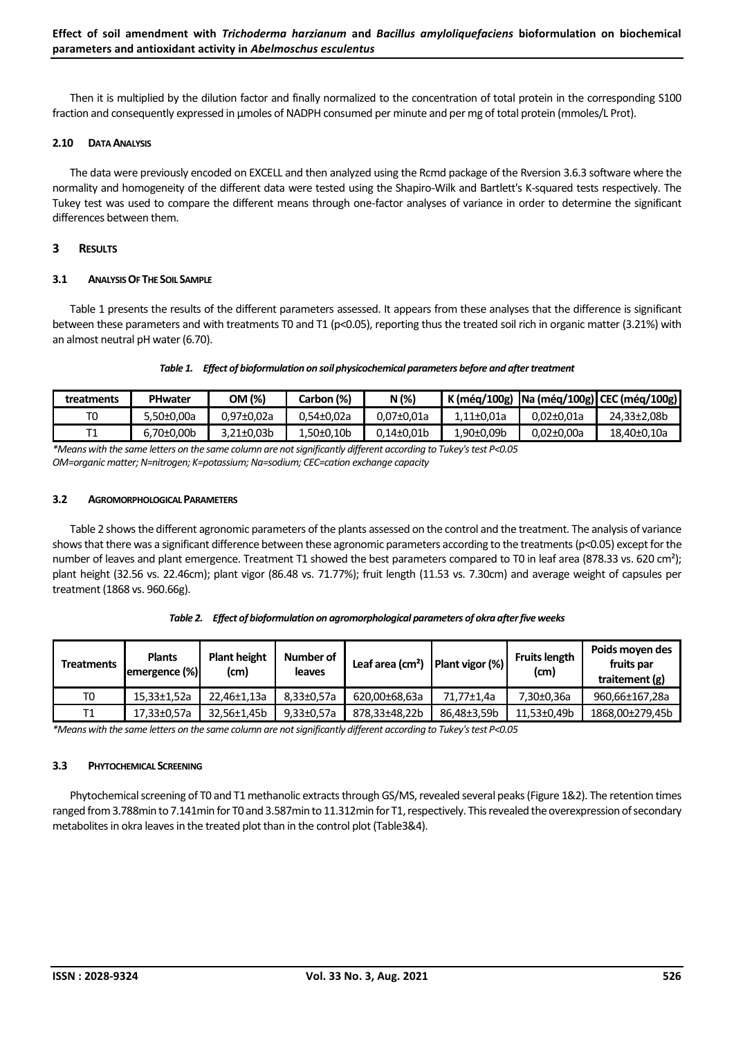Then it is multiplied by the dilution factor and finally normalized to the concentration of total protein in the corresponding S100 fraction and consequently expressed in µmoles of NADPH consumed per minute and per mg of total protein (mmoles/L Prot).

### 2.10 Data Analysis

The data were previously encoded on EXCELL and then analyzed using the Rcmd package of the Rversion 3.6.3 software where the normality and homogeneity of the different data were tested using the Shapiro-Wilk and Bartlett's K-squared tests respectively. The Tukey test was used to compare the different means through one-factor analyses of variance in order to determine the significant differences between them.

## 3 Results

### 3.1 Analysis Of The Soil Sample

Table 1 presents the results of the different parameters assessed. It appears from these analyses that the difference is significant between these parameters and with treatments T0 and T1 ($p<0.05$), reporting thus the treated soil rich in organic matter (3.21%) with an almost neutral pH water (6.70).

*Table 1. Effect of bioformulation on soil physicochemical parameters before and after treatment*

| treatments | PHwater | OM (%) | Carbon (%) | N (%) | K (méq/100g) | Na (méq/100g) | CEC (méq/100g) |
|---|---|---|---|---|---|---|---|
| T0 | 5,50±0,00a | 0,97±0,02a | 0,54±0,02a | 0,07±0,01a | 1,11±0,01a | 0,02±0,01a | 24,33±2,08b |
| T1 | 6,70±0,00b | 3,21±0,03b | 1,50±0,10b | 0,14±0,01b | 1,90±0,09b | 0,02±0,00a | 18,40±0,10a |

*\*Means with the same letters on the same column are not significantly different according to Tukey's test P<0.05*
*OM=organic matter; N=nitrogen; K=potassium; Na=sodium; CEC=cation exchange capacity*

### 3.2 Agromorphological Parameters

Table 2 shows the different agronomic parameters of the plants assessed on the control and the treatment. The analysis of variance shows that there was a significant difference between these agronomic parameters according to the treatments ($p<0.05$) except for the number of leaves and plant emergence. Treatment T1 showed the best parameters compared to T0 in leaf area (878.33 vs. 620 cm²); plant height (32.56 vs. 22.46cm); plant vigor (86.48 vs. 71.77%); fruit length (11.53 vs. 7.30cm) and average weight of capsules per treatment (1868 vs. 960.66g).

*Table 2. Effect of bioformulation on agromorphological parameters of okra after five weeks*

| Treatments | Plants emergence (%) | Plant height (cm) | Number of leaves | Leaf area (cm²) | Plant vigor (%) | Fruits length (cm) | Poids moyen des fruits par traitement (g) |
|---|---|---|---|---|---|---|---|
| T0 | 15,33±1,52a | 22,46±1,13a | 8,33±0,57a | 620,00±68,63a | 71,77±1,4a | 7,30±0,36a | 960,66±167,28a |
| T1 | 17,33±0,57a | 32,56±1,45b | 9,33±0,57a | 878,33±48,22b | 86,48±3,59b | 11,53±0,49b | 1868,00±279,45b |

*\*Means with the same letters on the same column are not significantly different according to Tukey's test P<0.05*

### 3.3 Phytochemical Screening

Phytochemical screening of T0 and T1 methanolic extracts through GS/MS, revealed several peaks (Figure 1&2). The retention times ranged from 3.788min to 7.141min for T0 and 3.587min to 11.312min for T1, respectively. This revealed the overexpression of secondary metabolites in okra leaves in the treated plot than in the control plot (Table3&4).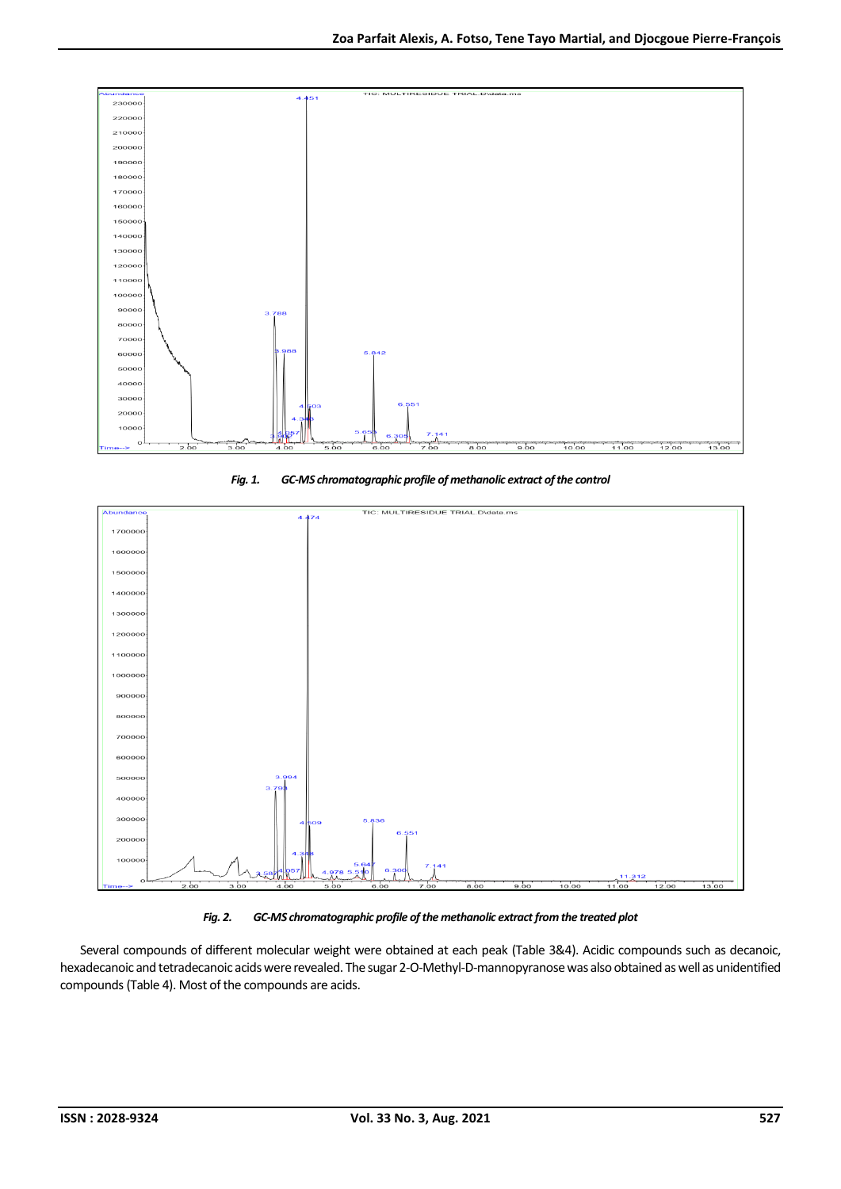***Fig. 1.*** ***GC-MS chromatographic profile of methanolic extract of the control***

***Fig. 2.*** ***GC-MS chromatographic profile of the methanolic extract from the treated plot***

Several compounds of different molecular weight were obtained at each peak (Table 3&4). Acidic compounds such as decanoic, hexadecanoic and tetradecanoic acids were revealed. The sugar 2-O-Methyl-D-mannopyranose was also obtained as well as unidentified compounds (Table 4). Most of the compounds are acids.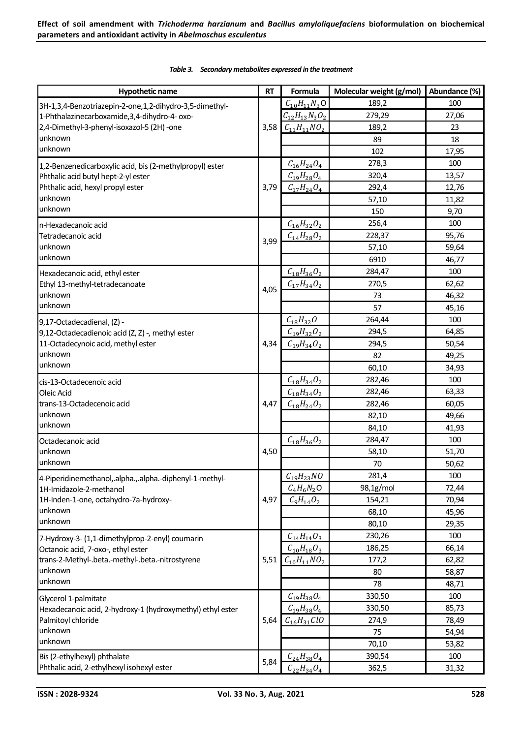*Table 3. Secondary metabolites expressed in the treatment*

| Hypothetic name | RT | Formula | Molecular weight (g/mol) | Abundance (%) |
|---|---|---|---|---|
| 3H-1,3,4-Benzotriazepin-2-one,1,2-dihydro-3,5-dimethyl- | 3,58 | $C_{10}H_{11}N_3O$ | 189,2 | 100 |
| 1-Phthalazinecarboxamide,3,4-dihydro-4- oxo- | | $C_{12}H_{13}N_3O_2$ | 279,29 | 27,06 |
| 2,4-Dimethyl-3-phenyl-isoxazol-5 (2H) -one | | $C_{11}H_{11}NO_2$ | 189,2 | 23 |
| unknown | | | 89 | 18 |
| unknown | | | 102 | 17,95 |
| 1,2-Benzenedicarboxylic acid, bis (2-methylpropyl) ester | 3,79 | $C_{16}H_{24}O_4$ | 278,3 | 100 |
| Phthalic acid butyl hept-2-yl ester | | $C_{19}H_{28}O_4$ | 320,4 | 13,57 |
| Phthalic acid, hexyl propyl ester | | $C_{17}H_{24}O_4$ | 292,4 | 12,76 |
| unknown | | | 57,10 | 11,82 |
| unknown | | | 150 | 9,70 |
| n-Hexadecanoic acid | 3,99 | $C_{16}H_{32}O_2$ | 256,4 | 100 |
| Tetradecanoic acid | | $C_{14}H_{28}O_2$ | 228,37 | 95,76 |
| unknown | | | 57,10 | 59,64 |
| unknown | | | 6910 | 46,77 |
| Hexadecanoic acid, ethyl ester | 4,05 | $C_{18}H_{36}O_2$ | 284,47 | 100 |
| Ethyl 13-methyl-tetradecanoate | | $C_{17}H_{34}O_2$ | 270,5 | 62,62 |
| unknown | | | 73 | 46,32 |
| unknown | | | 57 | 45,16 |
| 9,17-Octadecadienal, (Z) - | 4,34 | $C_{18}H_{32}O$ | 264,44 | 100 |
| 9,12-Octadecadienoic acid (Z, Z) -, methyl ester | | $C_{19}H_{32}O_2$ | 294,5 | 64,85 |
| 11-Octadecynoic acid, methyl ester | | $C_{19}H_{34}O_2$ | 294,5 | 50,54 |
| unknown | | | 82 | 49,25 |
| unknown | | | 60,10 | 34,93 |
| cis-13-Octadecenoic acid | 4,47 | $C_{18}H_{34}O_2$ | 282,46 | 100 |
| Oleic Acid | | $C_{18}H_{34}O_2$ | 282,46 | 63,33 |
| trans-13-Octadecenoic acid | | $C_{18}H_{24}O_2$ | 282,46 | 60,05 |
| unknown | | | 82,10 | 49,66 |
| unknown | | | 84,10 | 41,93 |
| Octadecanoic acid | 4,50 | $C_{18}H_{36}O_2$ | 284,47 | 100 |
| unknown | | | 58,10 | 51,70 |
| unknown | | | 70 | 50,62 |
| 4-Piperidinemethanol,.alpha.,.alpha.-diphenyl-1-methyl- | 4,97 | $C_{19}H_{23}NO$ | 281,4 | 100 |
| 1H-Imidazole-2-methanol | | $C_4H_6N_2O$ | 98,1g/mol | 72,44 |
| 1H-Inden-1-one, octahydro-7a-hydroxy- | | $C_9H_{14}O_2$ | 154,21 | 70,94 |
| unknown | | | 68,10 | 45,96 |
| unknown | | | 80,10 | 29,35 |
| 7-Hydroxy-3- (1,1-dimethylprop-2-enyl) coumarin | 5,51 | $C_{14}H_{14}O_3$ | 230,26 | 100 |
| Octanoic acid, 7-oxo-, ethyl ester | | $C_{10}H_{18}O_3$ | 186,25 | 66,14 |
| trans-2-Methyl-.beta.-methyl-.beta.-nitrostyrene | | $C_{10}H_{11}NO_2$ | 177,2 | 62,82 |
| unknown | | | 80 | 58,87 |
| unknown | | | 78 | 48,71 |
| Glycerol 1-palmitate | 5,64 | $C_{19}H_{38}O_4$ | 330,50 | 100 |
| Hexadecanoic acid, 2-hydroxy-1 (hydroxymethyl) ethyl ester | | $C_{19}H_{38}O_4$ | 330,50 | 85,73 |
| Palmitoyl chloride | | $C_{16}H_{31}ClO$ | 274,9 | 78,49 |
| unknown | | | 75 | 54,94 |
| unknown | | | 70,10 | 53,82 |
| Bis (2-ethylhexyl) phthalate | 5,84 | $C_{24}H_{38}O_4$ | 390,54 | 100 |
| Phthalic acid, 2-ethylhexyl isohexyl ester | | $C_{22}H_{34}O_4$ | 362,5 | 31,32 |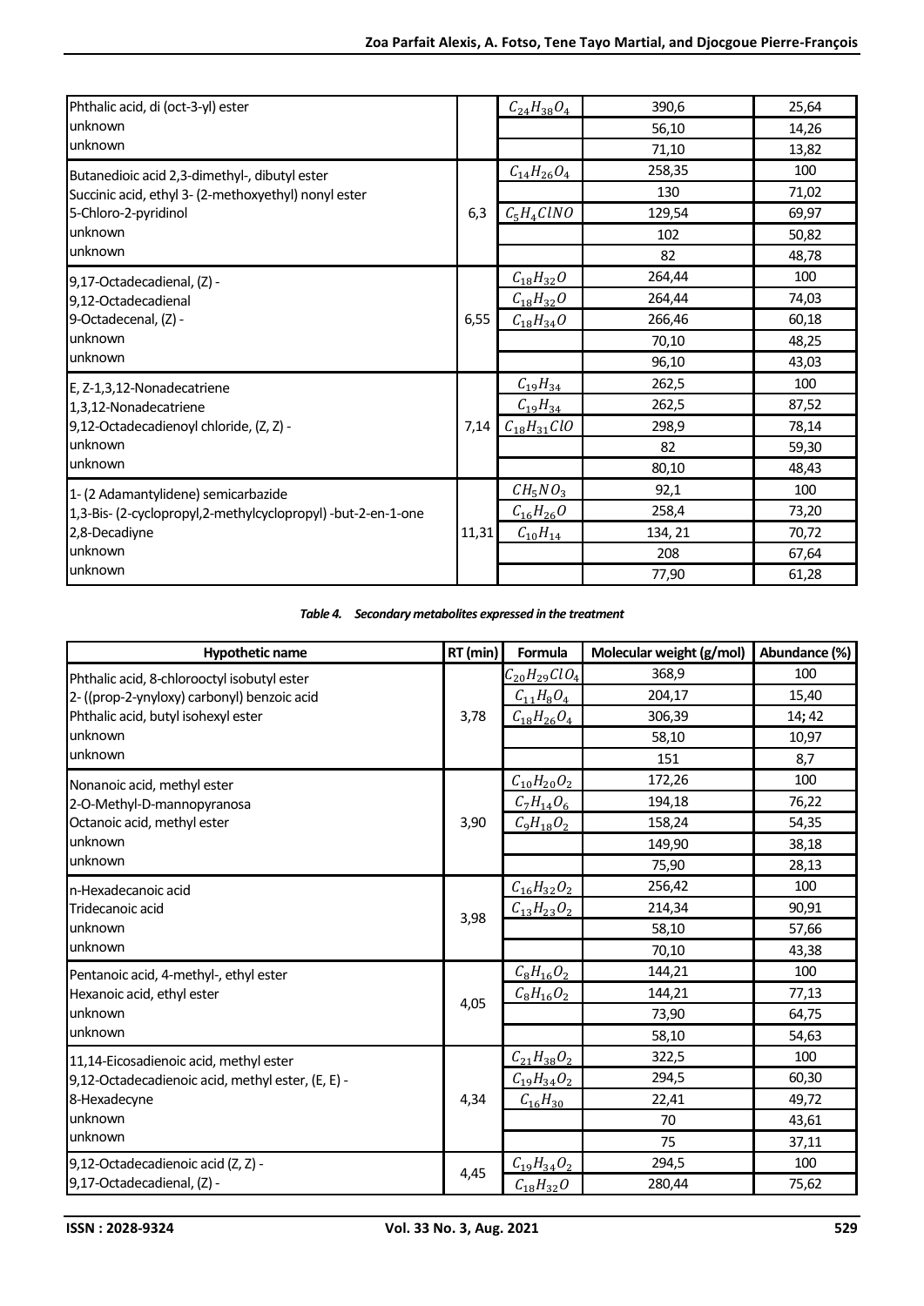| | | | | |
|---|---|---|---|---|
| Phthalic acid, di (oct-3-yl) ester | | $C_{24}H_{38}O_4$ | 390,6 | 25,64 |
| unknown | | | 56,10 | 14,26 |
| unknown | | | 71,10 | 13,82 |
| Butanedioic acid 2,3-dimethyl-, dibutyl ester | 6,3 | $C_{14}H_{26}O_4$ | 258,35 | 100 |
| Succinic acid, ethyl 3- (2-methoxyethyl) nonyl ester | | | 130 | 71,02 |
| 5-Chloro-2-pyridinol | | $C_5H_4ClNO$ | 129,54 | 69,97 |
| unknown | | | 102 | 50,82 |
| unknown | | | 82 | 48,78 |
| 9,17-Octadecadienal, (Z) - | 6,55 | $C_{18}H_{32}O$ | 264,44 | 100 |
| 9,12-Octadecadienal | | $C_{18}H_{32}O$ | 264,44 | 74,03 |
| 9-Octadecenal, (Z) - | | $C_{18}H_{34}O$ | 266,46 | 60,18 |
| unknown | | | 70,10 | 48,25 |
| unknown | | | 96,10 | 43,03 |
| E, Z-1,3,12-Nonadecatriene | 7,14 | $C_{19}H_{34}$ | 262,5 | 100 |
| 1,3,12-Nonadecatriene | | $C_{19}H_{34}$ | 262,5 | 87,52 |
| 9,12-Octadecadienoyl chloride, (Z, Z) - | | $C_{18}H_{31}ClO$ | 298,9 | 78,14 |
| unknown | | | 82 | 59,30 |
| unknown | | | 80,10 | 48,43 |
| 1- (2 Adamantylidene) semicarbazide | 11,31 | $CH_5NO_3$ | 92,1 | 100 |
| 1,3-Bis- (2-cyclopropyl,2-methylcyclopropyl) -but-2-en-1-one | | $C_{16}H_{26}O$ | 258,4 | 73,20 |
| 2,8-Decadiyne | | $C_{10}H_{14}$ | 134, 21 | 70,72 |
| unknown | | | 208 | 67,64 |
| unknown | | | 77,90 | 61,28 |

***Table 4. Secondary metabolites expressed in the treatment***

| Hypothetic name | RT (min) | Formula | Molecular weight (g/mol) | Abundance (%) |
|---|---|---|---|---|
| Phthalic acid, 8-chlorooctyl isobutyl ester | 3,78 | $C_{20}H_{29}ClO_4$ | 368,9 | 100 |
| 2- ((prop-2-ynyloxy) carbonyl) benzoic acid | | $C_{11}H_8O_4$ | 204,17 | 15,40 |
| Phthalic acid, butyl isohexyl ester | | $C_{18}H_{26}O_4$ | 306,39 | 14; 42 |
| unknown | | | 58,10 | 10,97 |
| unknown | | | 151 | 8,7 |
| Nonanoic acid, methyl ester | 3,90 | $C_{10}H_{20}O_2$ | 172,26 | 100 |
| 2-O-Methyl-D-mannopyranosa | | $C_7H_{14}O_6$ | 194,18 | 76,22 |
| Octanoic acid, methyl ester | | $C_9H_{18}O_2$ | 158,24 | 54,35 |
| unknown | | | 149,90 | 38,18 |
| unknown | | | 75,90 | 28,13 |
| n-Hexadecanoic acid | 3,98 | $C_{16}H_{32}O_2$ | 256,42 | 100 |
| Tridecanoic acid | | $C_{13}H_{23}O_2$ | 214,34 | 90,91 |
| unknown | | | 58,10 | 57,66 |
| unknown | | | 70,10 | 43,38 |
| Pentanoic acid, 4-methyl-, ethyl ester | 4,05 | $C_8H_{16}O_2$ | 144,21 | 100 |
| Hexanoic acid, ethyl ester | | $C_8H_{16}O_2$ | 144,21 | 77,13 |
| unknown | | | 73,90 | 64,75 |
| unknown | | | 58,10 | 54,63 |
| 11,14-Eicosadienoic acid, methyl ester | 4,34 | $C_{21}H_{38}O_2$ | 322,5 | 100 |
| 9,12-Octadecadienoic acid, methyl ester, (E, E) - | | $C_{19}H_{34}O_2$ | 294,5 | 60,30 |
| 8-Hexadecyne | | $C_{16}H_{30}$ | 22,41 | 49,72 |
| unknown | | | 70 | 43,61 |
| unknown | | | 75 | 37,11 |
| 9,12-Octadecadienoic acid (Z, Z) - | 4,45 | $C_{19}H_{34}O_2$ | 294,5 | 100 |
| 9,17-Octadecadienal, (Z) - | | $C_{18}H_{32}O$ | 280,44 | 75,62 |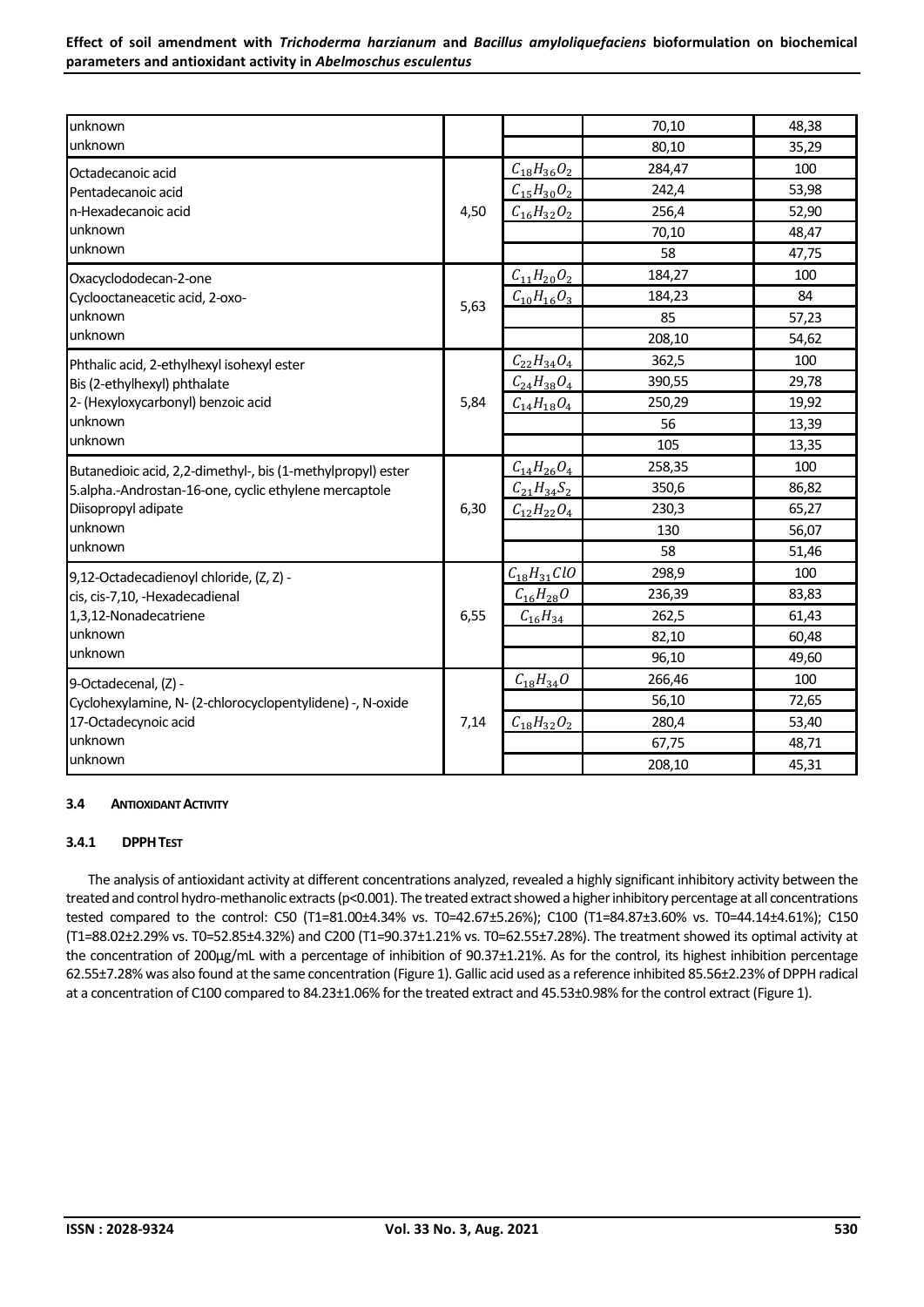| | | | | |
|---|---|---|---|---|
| unknown | | | 70,10 | 48,38 |
| unknown | | | 80,10 | 35,29 |
| Octadecanoic acid | 4,50 | $C_{18}H_{36}O_2$ | 284,47 | 100 |
| Pentadecanoic acid | | $C_{15}H_{30}O_2$ | 242,4 | 53,98 |
| n-Hexadecanoic acid | | $C_{16}H_{32}O_2$ | 256,4 | 52,90 |
| unknown | | | 70,10 | 48,47 |
| unknown | | | 58 | 47,75 |
| Oxacyclododecan-2-one | 5,63 | $C_{11}H_{20}O_2$ | 184,27 | 100 |
| Cyclooctaneacetic acid, 2-oxo- | | $C_{10}H_{16}O_3$ | 184,23 | 84 |
| unknown | | | 85 | 57,23 |
| unknown | | | 208,10 | 54,62 |
| Phthalic acid, 2-ethylhexyl isohexyl ester | 5,84 | $C_{22}H_{34}O_4$ | 362,5 | 100 |
| Bis (2-ethylhexyl) phthalate | | $C_{24}H_{38}O_4$ | 390,55 | 29,78 |
| 2- (Hexyloxycarbonyl) benzoic acid | | $C_{14}H_{18}O_4$ | 250,29 | 19,92 |
| unknown | | | 56 | 13,39 |
| unknown | | | 105 | 13,35 |
| Butanedioic acid, 2,2-dimethyl-, bis (1-methylpropyl) ester | 6,30 | $C_{14}H_{26}O_4$ | 258,35 | 100 |
| 5.alpha.-Androstan-16-one, cyclic ethylene mercaptole | | $C_{21}H_{34}S_2$ | 350,6 | 86,82 |
| Diisopropyl adipate | | $C_{12}H_{22}O_4$ | 230,3 | 65,27 |
| unknown | | | 130 | 56,07 |
| unknown | | | 58 | 51,46 |
| 9,12-Octadecadienoyl chloride, (Z, Z) - | 6,55 | $C_{18}H_{31}ClO$ | 298,9 | 100 |
| cis, cis-7,10, -Hexadecadienal | | $C_{16}H_{28}O$ | 236,39 | 83,83 |
| 1,3,12-Nonadecatriene | | $C_{16}H_{34}$ | 262,5 | 61,43 |
| unknown | | | 82,10 | 60,48 |
| unknown | | | 96,10 | 49,60 |
| 9-Octadecenal, (Z) - | 7,14 | $C_{18}H_{34}O$ | 266,46 | 100 |
| Cyclohexylamine, N- (2-chlorocyclopentylidene) -, N-oxide | | | 56,10 | 72,65 |
| 17-Octadecynoic acid | | $C_{18}H_{32}O_2$ | 280,4 | 53,40 |
| unknown | | | 67,75 | 48,71 |
| unknown | | | 208,10 | 45,31 |

### 3.4 ANTIOXIDANT ACTIVITY

#### 3.4.1 DPPH TEST

The analysis of antioxidant activity at different concentrations analyzed, revealed a highly significant inhibitory activity between the treated and control hydro-methanolic extracts ($p<0.001$). The treated extract showed a higher inhibitory percentage at all concentrations tested compared to the control: C50 (T1=81.00±4.34% vs. T0=42.67±5.26%); C100 (T1=84.87±3.60% vs. T0=44.14±4.61%); C150 (T1=88.02±2.29% vs. T0=52.85±4.32%) and C200 (T1=90.37±1.21% vs. T0=62.55±7.28%). The treatment showed its optimal activity at the concentration of 200µg/mL with a percentage of inhibition of 90.37±1.21%. As for the control, its highest inhibition percentage 62.55±7.28% was also found at the same concentration (Figure 1). Gallic acid used as a reference inhibited 85.56±2.23% of DPPH radical at a concentration of C100 compared to 84.23±1.06% for the treated extract and 45.53±0.98% for the control extract (Figure 1).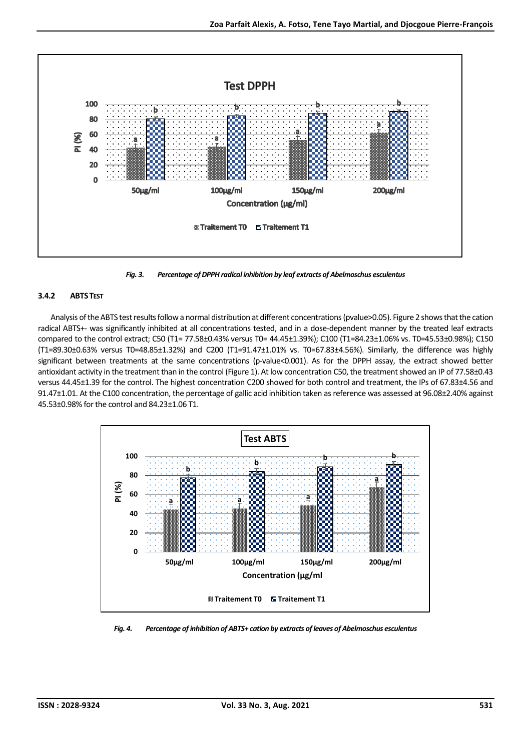*Fig. 3. Percentage of DPPH radical inhibition by leaf extracts of Abelmoschus esculentus*

### 3.4.2 ABTS TEST

Analysis of the ABTS test results follow a normal distribution at different concentrations (pvalue>0.05). Figure 2 shows that the cation radical ABTS+- was significantly inhibited at all concentrations tested, and in a dose-dependent manner by the treated leaf extracts compared to the control extract; C50 (T1= 77.58±0.43% versus T0= 44.45±1.39%); C100 (T1=84.23±1.06% vs. T0=45.53±0.98%); C150 (T1=89.30±0.63% versus T0=48.85±1.32%) and C200 (T1=91.47±1.01% vs. T0=67.83±4.56%). Similarly, the difference was highly significant between treatments at the same concentrations (p-value<0.001). As for the DPPH assay, the extract showed better antioxidant activity in the treatment than in the control (Figure 1). At low concentration C50, the treatment showed an IP of 77.58±0.43 versus 44.45±1.39 for the control. The highest concentration C200 showed for both control and treatment, the IPs of 67.83±4.56 and 91.47±1.01. At the C100 concentration, the percentage of gallic acid inhibition taken as reference was assessed at 96.08±2.40% against 45.53±0.98% for the control and 84.23±1.06 T1.

*Fig. 4. Percentage of inhibition of ABTS+ cation by extracts of leaves of Abelmoschus esculentus*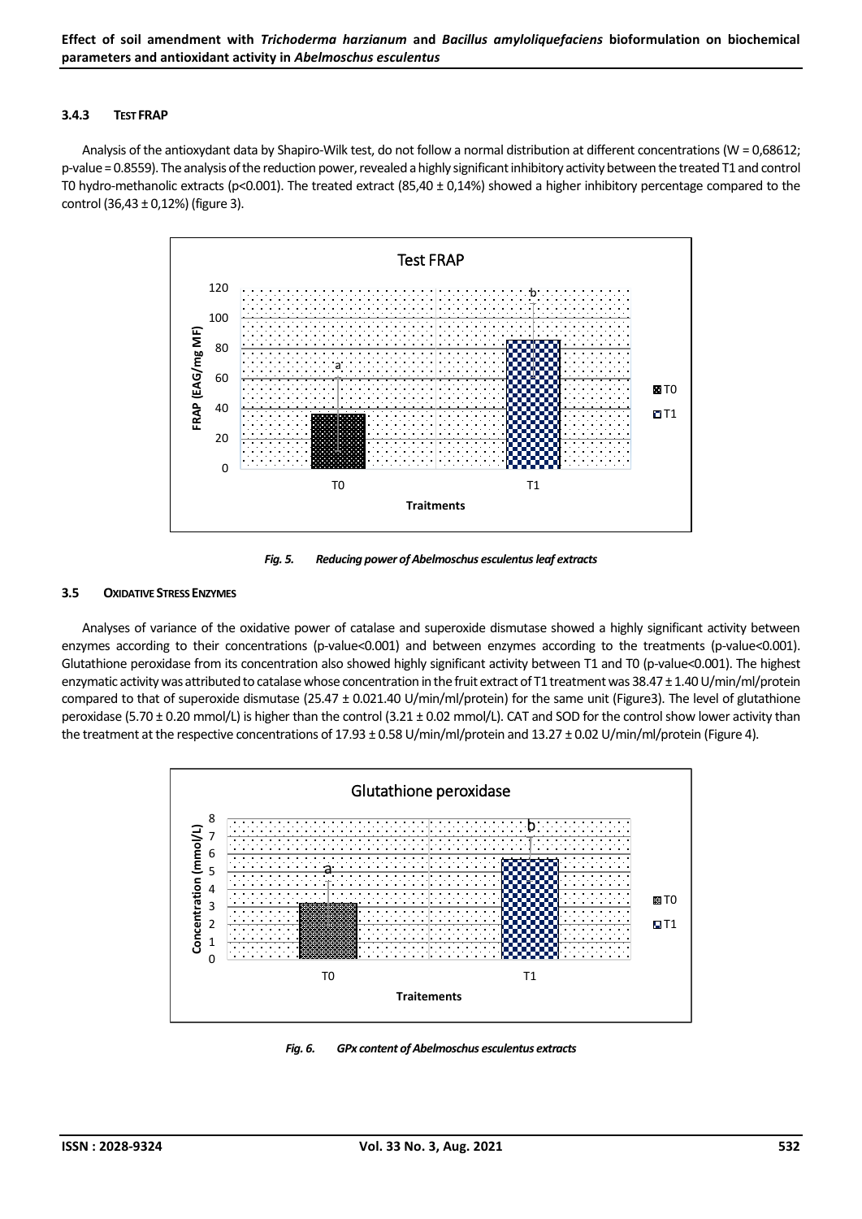### 3.4.3 TEST FRAP

Analysis of the antioxydant data by Shapiro-Wilk test, do not follow a normal distribution at different concentrations (W = 0,68612; p-value = 0.8559). The analysis of the reduction power, revealed a highly significant inhibitory activity between the treated T1 and control T0 hydro-methanolic extracts ($p<0.001$). The treated extract (85,40 ± 0,14%) showed a higher inhibitory percentage compared to the control (36,43 ± 0,12%) (figure 3).

*Fig. 5. Reducing power of Abelmoschus esculentus leaf extracts*

## 3.5 OXIDATIVE STRESS ENZYMES

Analyses of variance of the oxidative power of catalase and superoxide dismutase showed a highly significant activity between enzymes according to their concentrations (p-value<0.001) and between enzymes according to the treatments (p-value<0.001). Glutathione peroxidase from its concentration also showed highly significant activity between T1 and T0 (p-value<0.001). The highest enzymatic activity was attributed to catalase whose concentration in the fruit extract of T1 treatment was 38.47 ± 1.40 U/min/ml/protein compared to that of superoxide dismutase (25.47 ± 0.021.40 U/min/ml/protein) for the same unit (Figure3). The level of glutathione peroxidase (5.70 ± 0.20 mmol/L) is higher than the control (3.21 ± 0.02 mmol/L). CAT and SOD for the control show lower activity than the treatment at the respective concentrations of 17.93 ± 0.58 U/min/ml/protein and 13.27 ± 0.02 U/min/ml/protein (Figure 4).

*Fig. 6. GPx content of Abelmoschus esculentus extracts*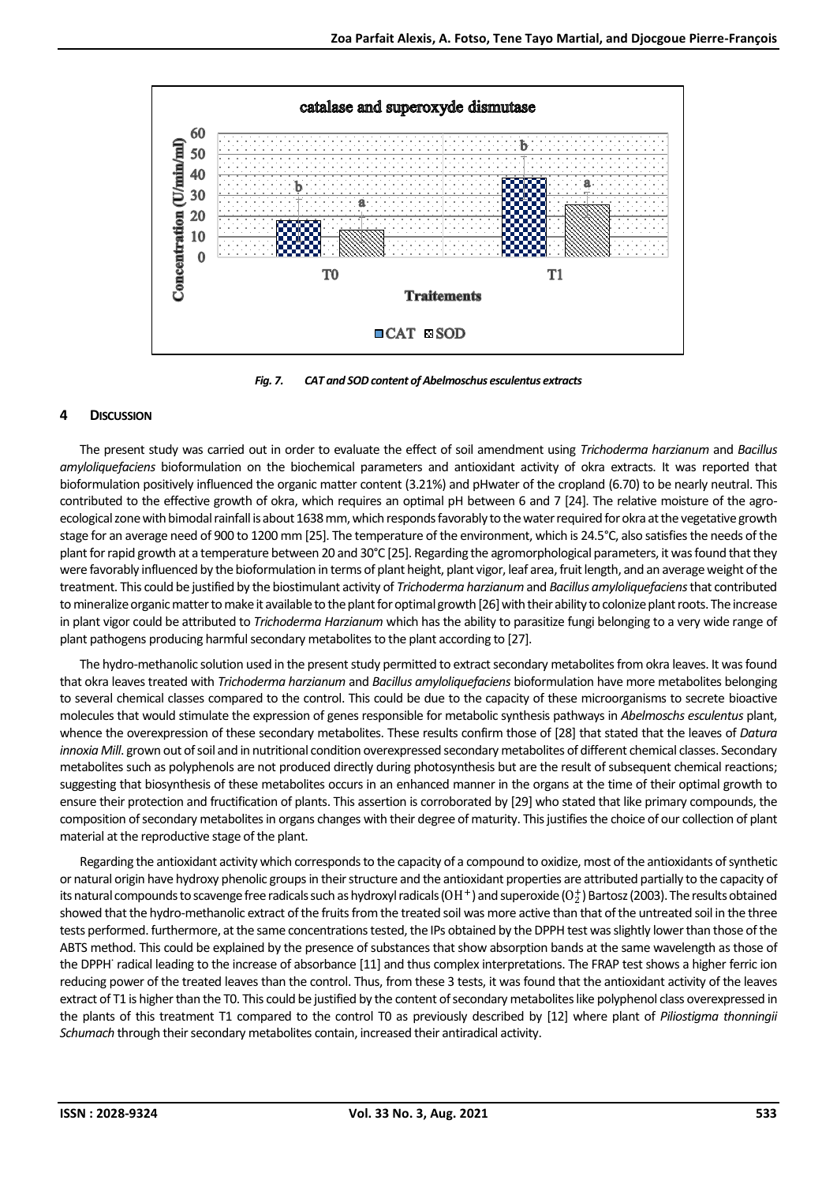Fig. 7. CAT and SOD content of Abelmoschus esculentus extracts

## 4 DISCUSSION

The present study was carried out in order to evaluate the effect of soil amendment using *Trichoderma harzianum* and *Bacillus amyloliquefaciens* bioformulation on the biochemical parameters and antioxidant activity of okra extracts. It was reported that bioformulation positively influenced the organic matter content (3.21%) and pHwater of the cropland (6.70) to be nearly neutral. This contributed to the effective growth of okra, which requires an optimal pH between 6 and 7 [24]. The relative moisture of the agro-ecological zone with bimodal rainfall is about 1638 mm, which responds favorably to the water required for okra at the vegetative growth stage for an average need of 900 to 1200 mm [25]. The temperature of the environment, which is 24.5°C, also satisfies the needs of the plant for rapid growth at a temperature between 20 and 30°C [25]. Regarding the agromorphological parameters, it was found that they were favorably influenced by the bioformulation in terms of plant height, plant vigor, leaf area, fruit length, and an average weight of the treatment. This could be justified by the biostimulant activity of *Trichoderma harzianum* and *Bacillus amyloliquefaciens* that contributed to mineralize organic matter to make it available to the plant for optimal growth [26] with their ability to colonize plant roots. The increase in plant vigor could be attributed to *Trichoderma Harzianum* which has the ability to parasitize fungi belonging to a very wide range of plant pathogens producing harmful secondary metabolites to the plant according to [27].

The hydro-methanolic solution used in the present study permitted to extract secondary metabolites from okra leaves. It was found that okra leaves treated with *Trichoderma harzianum* and *Bacillus amyloliquefaciens* bioformulation have more metabolites belonging to several chemical classes compared to the control. This could be due to the capacity of these microorganisms to secrete bioactive molecules that would stimulate the expression of genes responsible for metabolic synthesis pathways in *Abelmoschs esculentus* plant, whence the overexpression of these secondary metabolites. These results confirm those of [28] that stated that the leaves of *Datura innoxia Mill*. grown out of soil and in nutritional condition overexpressed secondary metabolites of different chemical classes. Secondary metabolites such as polyphenols are not produced directly during photosynthesis but are the result of subsequent chemical reactions; suggesting that biosynthesis of these metabolites occurs in an enhanced manner in the organs at the time of their optimal growth to ensure their protection and fructification of plants. This assertion is corroborated by [29] who stated that like primary compounds, the composition of secondary metabolites in organs changes with their degree of maturity. This justifies the choice of our collection of plant material at the reproductive stage of the plant.

Regarding the antioxidant activity which corresponds to the capacity of a compound to oxidize, most of the antioxidants of synthetic or natural origin have hydroxy phenolic groups in their structure and the antioxidant properties are attributed partially to the capacity of its natural compounds to scavenge free radicals such as hydroxyl radicals ($OH^+$) and superoxide ($O_2^+$) Bartosz (2003). The results obtained showed that the hydro-methanolic extract of the fruits from the treated soil was more active than that of the untreated soil in the three tests performed. furthermore, at the same concentrations tested, the IPs obtained by the DPPH test was slightly lower than those of the ABTS method. This could be explained by the presence of substances that show absorption bands at the same wavelength as those of the DPPH˙ radical leading to the increase of absorbance [11] and thus complex interpretations. The FRAP test shows a higher ferric ion reducing power of the treated leaves than the control. Thus, from these 3 tests, it was found that the antioxidant activity of the leaves extract of T1 is higher than the T0. This could be justified by the content of secondary metabolites like polyphenol class overexpressed in the plants of this treatment T1 compared to the control T0 as previously described by [12] where plant of *Piliostigma thonningii Schumach* through their secondary metabolites contain, increased their antiradical activity.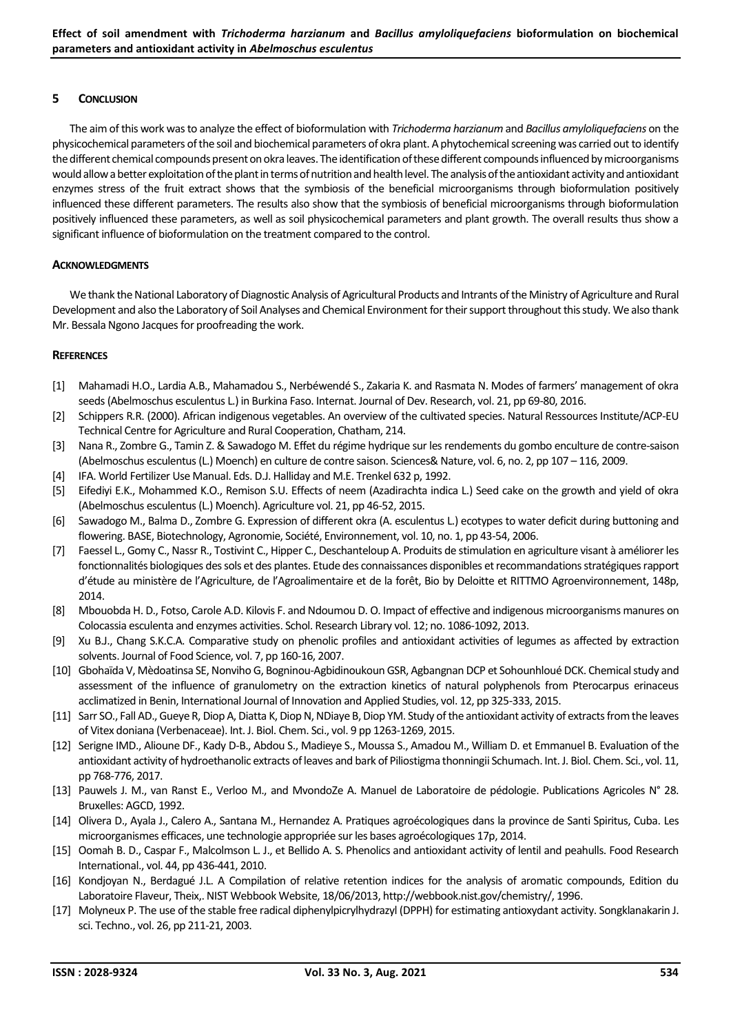## 5 CONCLUSION

The aim of this work was to analyze the effect of bioformulation with *Trichoderma harzianum* and *Bacillus amyloliquefaciens* on the physicochemical parameters of the soil and biochemical parameters of okra plant. A phytochemical screening was carried out to identify the different chemical compounds present on okra leaves. The identification of these different compounds influenced by microorganisms would allow a better exploitation of the plant in terms of nutrition and health level. The analysis of the antioxidant activity and antioxidant enzymes stress of the fruit extract shows that the symbiosis of the beneficial microorganisms through bioformulation positively influenced these different parameters. The results also show that the symbiosis of beneficial microorganisms through bioformulation positively influenced these parameters, as well as soil physicochemical parameters and plant growth. The overall results thus show a significant influence of bioformulation on the treatment compared to the control.

### ACKNOWLEDGMENTS

We thank the National Laboratory of Diagnostic Analysis of Agricultural Products and Intrants of the Ministry of Agriculture and Rural Development and also the Laboratory of Soil Analyses and Chemical Environment for their support throughout this study. We also thank Mr. Bessala Ngono Jacques for proofreading the work.

### REFERENCES

[1] Mahamadi H.O., Lardia A.B., Mahamadou S., Nerbéwendé S., Zakaria K. and Rasmata N. Modes of farmers' management of okra seeds (Abelmoschus esculentus L.) in Burkina Faso. Internat. Journal of Dev. Research, vol. 21, pp 69-80, 2016.

[2] Schippers R.R. (2000). African indigenous vegetables. An overview of the cultivated species. Natural Ressources Institute/ACP-EU Technical Centre for Agriculture and Rural Cooperation, Chatham, 214.

[3] Nana R., Zombre G., Tamin Z. & Sawadogo M. Effet du régime hydrique sur les rendements du gombo enculture de contre-saison (Abelmoschus esculentus (L.) Moench) en culture de contre saison. Sciences& Nature, vol. 6, no. 2, pp 107 – 116, 2009.

[4] IFA. World Fertilizer Use Manual. Eds. D.J. Halliday and M.E. Trenkel 632 p, 1992.

[5] Eifediyi E.K., Mohammed K.O., Remison S.U. Effects of neem (Azadirachta indica L.) Seed cake on the growth and yield of okra (Abelmoschus esculentus (L.) Moench). Agriculture vol. 21, pp 46-52, 2015.

[6] Sawadogo M., Balma D., Zombre G. Expression of different okra (A. esculentus L.) ecotypes to water deficit during buttoning and flowering. BASE, Biotechnology, Agronomie, Société, Environnement, vol. 10, no. 1, pp 43-54, 2006.

[7] Faessel L., Gomy C., Nassr R., Tostivint C., Hipper C., Deschanteloup A. Produits de stimulation en agriculture visant à améliorer les fonctionnalités biologiques des sols et des plantes. Etude des connaissances disponibles et recommandations stratégiques rapport d'étude au ministère de l'Agriculture, de l'Agroalimentaire et de la forêt, Bio by Deloitte et RITTMO Agroenvironnement, 148p, 2014.

[8] Mbouobda H. D., Fotso, Carole A.D. Kilovis F. and Ndoumou D. O. Impact of effective and indigenous microorganisms manures on Colocassia esculenta and enzymes activities. Schol. Research Library vol. 12; no. 1086-1092, 2013.

[9] Xu B.J., Chang S.K.C.A. Comparative study on phenolic profiles and antioxidant activities of legumes as affected by extraction solvents. Journal of Food Science, vol. 7, pp 160-16, 2007.

[10] Gbohaïda V, Mèdoatinsa SE, Nonviho G, Bogninou-Agbidinoukoun GSR, Agbangnan DCP et Sohounhloué DCK. Chemical study and assessment of the influence of granulometry on the extraction kinetics of natural polyphenols from Pterocarpus erinaceus acclimatized in Benin, International Journal of Innovation and Applied Studies, vol. 12, pp 325-333, 2015.

[11] Sarr SO., Fall AD., Gueye R, Diop A, Diatta K, Diop N, NDiaye B, Diop YM. Study of the antioxidant activity of extracts from the leaves of Vitex doniana (Verbenaceae). Int. J. Biol. Chem. Sci., vol. 9 pp 1263-1269, 2015.

[12] Serigne IMD., Alioune DF., Kady D-B., Abdou S., Madieye S., Moussa S., Amadou M., William D. et Emmanuel B. Evaluation of the antioxidant activity of hydroethanolic extracts of leaves and bark of Piliostigma thonningii Schumach. Int. J. Biol. Chem. Sci., vol. 11, pp 768-776, 2017.

[13] Pauwels J. M., van Ranst E., Verloo M., and MvondoZe A. Manuel de Laboratoire de pédologie. Publications Agricoles N° 28. Bruxelles: AGCD, 1992.

[14] Olivera D., Ayala J., Calero A., Santana M., Hernandez A. Pratiques agroécologiques dans la province de Santi Spiritus, Cuba. Les microorganismes efficaces, une technologie appropriée sur les bases agroécologiques 17p, 2014.

[15] Oomah B. D., Caspar F., Malcolmson L. J., et Bellido A. S. Phenolics and antioxidant activity of lentil and peahulls. Food Research International., vol. 44, pp 436-441, 2010.

[16] Kondjoyan N., Berdagué J.L. A Compilation of relative retention indices for the analysis of aromatic compounds, Edition du Laboratoire Flaveur, Theix,. NIST Webbook Website, 18/06/2013, http://webbook.nist.gov/chemistry/, 1996.

[17] Molyneux P. The use of the stable free radical diphenylpicrylhydrazyl (DPPH) for estimating antioxydant activity. Songklanakarin J. sci. Techno., vol. 26, pp 211-21, 2003.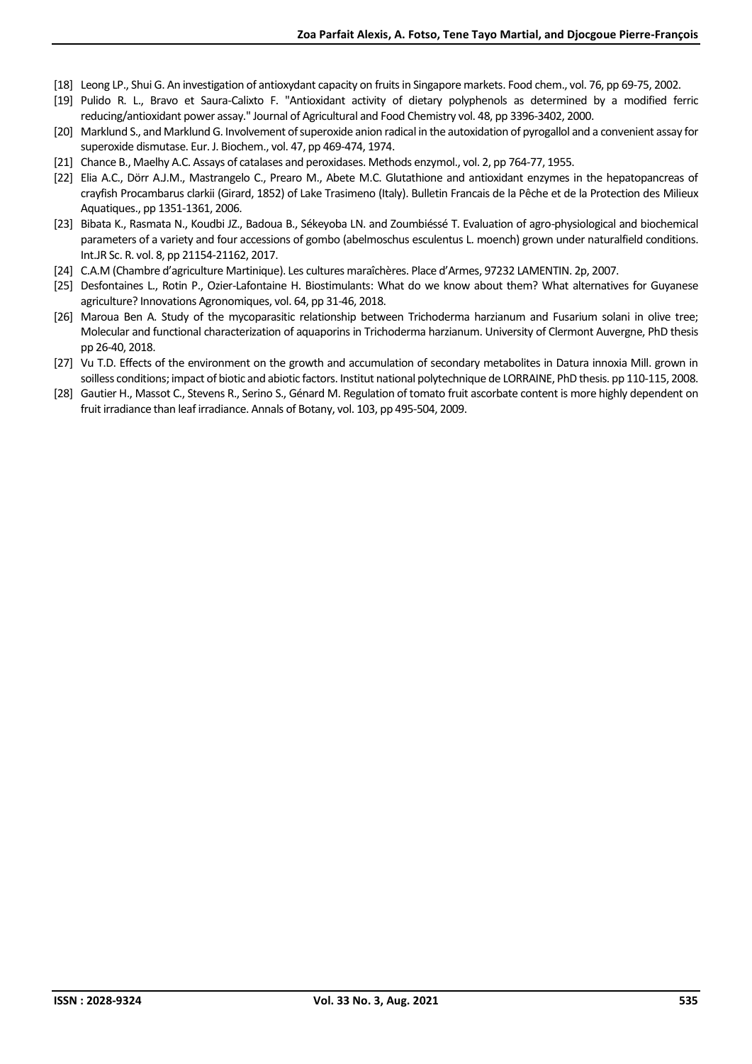[18] Leong LP., Shui G. An investigation of antioxydant capacity on fruits in Singapore markets. Food chem., vol. 76, pp 69-75, 2002.

[19] Pulido R. L., Bravo et Saura-Calixto F. "Antioxidant activity of dietary polyphenols as determined by a modified ferric reducing/antioxidant power assay." Journal of Agricultural and Food Chemistry vol. 48, pp 3396-3402, 2000.

[20] Marklund S., and Marklund G. Involvement of superoxide anion radical in the autoxidation of pyrogallol and a convenient assay for superoxide dismutase. Eur. J. Biochem., vol. 47, pp 469-474, 1974.

[21] Chance B., Maelhy A.C. Assays of catalases and peroxidases. Methods enzymol., vol. 2, pp 764-77, 1955.

[22] Elia A.C., Dörr A.J.M., Mastrangelo C., Prearo M., Abete M.C. Glutathione and antioxidant enzymes in the hepatopancreas of crayfish Procambarus clarkii (Girard, 1852) of Lake Trasimeno (Italy). Bulletin Francais de la Pêche et de la Protection des Milieux Aquatiques., pp 1351-1361, 2006.

[23] Bibata K., Rasmata N., Koudbi JZ., Badoua B., Sékeyoba LN. and Zoumbiéssé T. Evaluation of agro-physiological and biochemical parameters of a variety and four accessions of gombo (abelmoschus esculentus L. moench) grown under naturalfield conditions. Int.JR Sc. R. vol. 8, pp 21154-21162, 2017.

[24] C.A.M (Chambre d'agriculture Martinique). Les cultures maraîchères. Place d'Armes, 97232 LAMENTIN. 2p, 2007.

[25] Desfontaines L., Rotin P., Ozier-Lafontaine H. Biostimulants: What do we know about them? What alternatives for Guyanese agriculture? Innovations Agronomiques, vol. 64, pp 31-46, 2018.

[26] Maroua Ben A. Study of the mycoparasitic relationship between Trichoderma harzianum and Fusarium solani in olive tree; Molecular and functional characterization of aquaporins in Trichoderma harzianum. University of Clermont Auvergne, PhD thesis pp 26-40, 2018.

[27] Vu T.D. Effects of the environment on the growth and accumulation of secondary metabolites in Datura innoxia Mill. grown in soilless conditions; impact of biotic and abiotic factors. Institut national polytechnique de LORRAINE, PhD thesis. pp 110-115, 2008.

[28] Gautier H., Massot C., Stevens R., Serino S., Génard M. Regulation of tomato fruit ascorbate content is more highly dependent on fruit irradiance than leaf irradiance. Annals of Botany, vol. 103, pp 495-504, 2009.